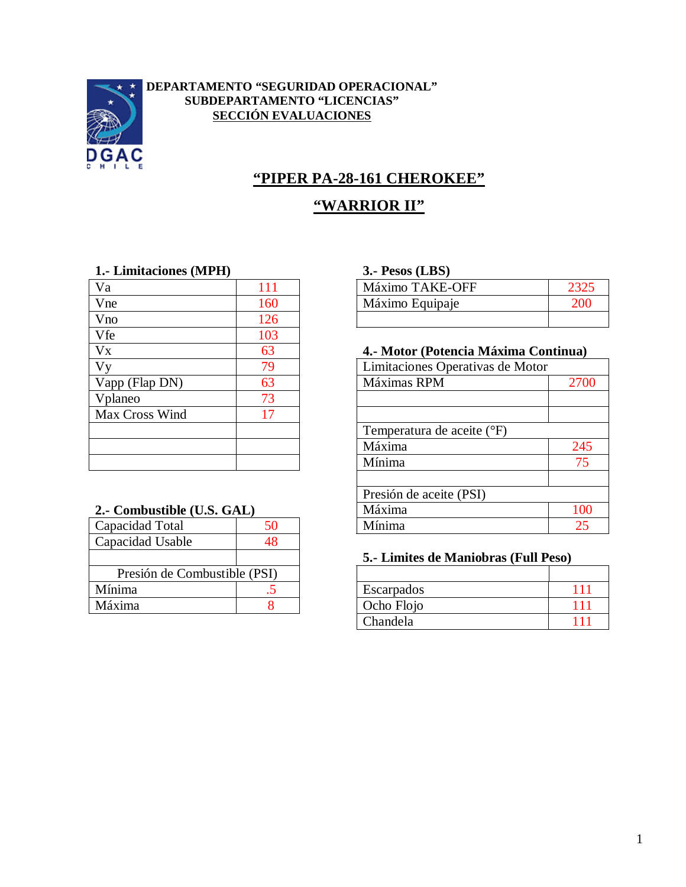**DEPARTAMENTO "SEGURIDAD OPERACIONAL"**
**SUBDEPARTAMENTO "LICENCIAS"**
**SECCIÓN EVALUACIONES**

# "PIPER PA-28-161 CHEROKEE"

# "WARRIOR II"

### 1.- Limitaciones (MPH)

| | |
|---|---|
| Va | 111 |
| Vne | 160 |
| Vno | 126 |
| Vfe | 103 |
| Vx | 63 |
| Vy | 79 |
| Vapp (Flap DN) | 63 |
| Vplaneo | 73 |
| Max Cross Wind | 17 |
| | |
| | |
| | |

### 2.- Combustible (U.S. GAL)

| | |
|---|---|
| Capacidad Total | 50 |
| Capacidad Usable | 48 |
| | |
| Presión de Combustible (PSI) | |
| Mínima | .5 |
| Máxima | 8 |

### 3.- Pesos (LBS)

| | |
|---|---|
| Máximo TAKE-OFF | 2325 |
| Máximo Equipaje | 200 |
| | |

### 4.- Motor (Potencia Máxima Continua)

| | |
|---|---|
| Limitaciones Operativas de Motor | |
| Máximas RPM | 2700 |
| | |
| | |
| Temperatura de aceite (°F) | |
| Máxima | 245 |
| Mínima | 75 |
| | |
| Presión de aceite (PSI) | |
| Máxima | 100 |
| Mínima | 25 |

### 5.- Limites de Maniobras (Full Peso)

| | |
|---|---|
| | |
| Escarpados | 111 |
| Ocho Flojo | 111 |
| Chandela | 111 |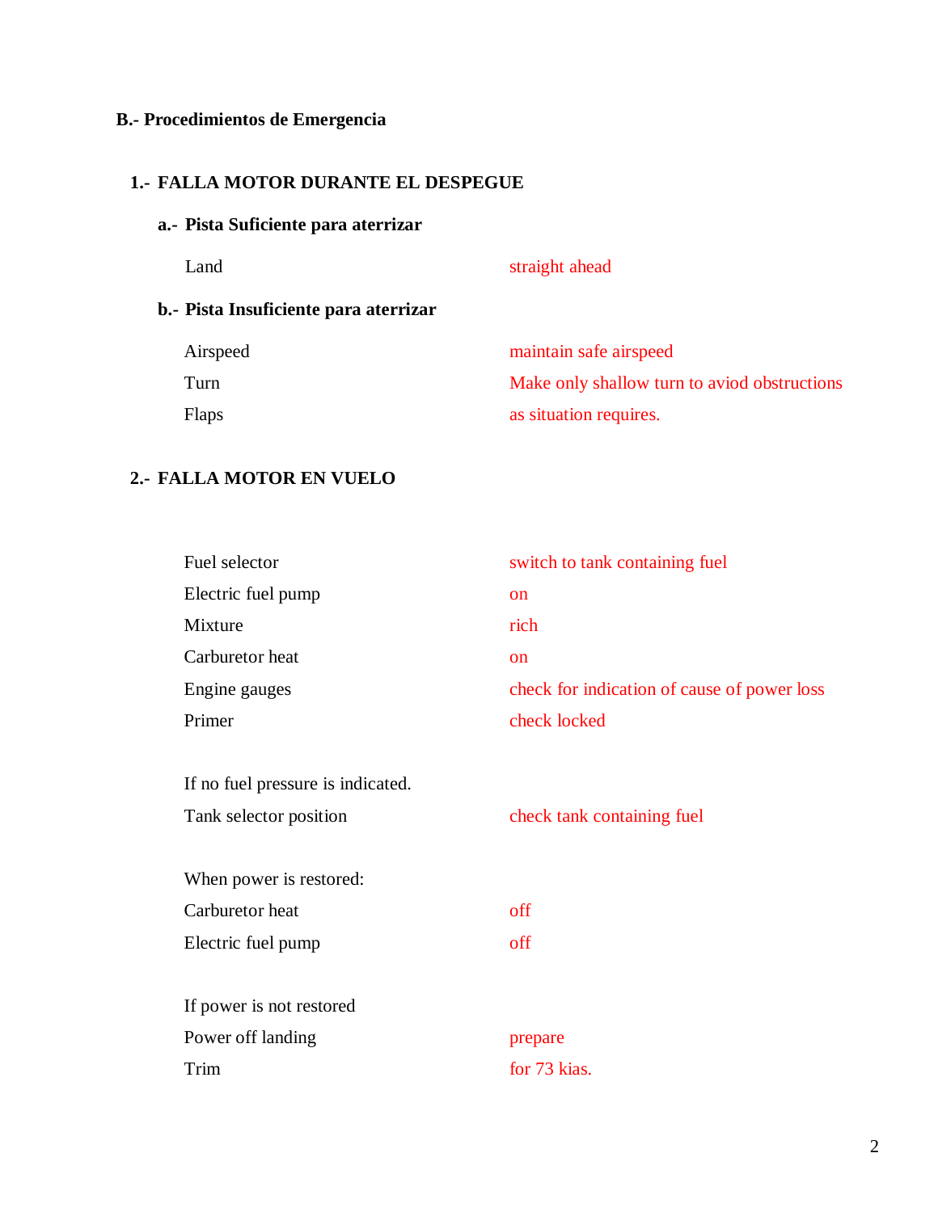## B.- Procedimientos de Emergencia

### 1.- FALLA MOTOR DURANTE EL DESPEGUE

#### a.- Pista Suficiente para aterrizar

| | |
|---|---|
| Land | straight ahead |

#### b.- Pista Insuficiente para aterrizar

| | |
|---|---|
| Airspeed | maintain safe airspeed |
| Turn | Make only shallow turn to aviod obstructions |
| Flaps | as situation requires. |

### 2.- FALLA MOTOR EN VUELO

| | |
|---|---|
| Fuel selector | switch to tank containing fuel |
| Electric fuel pump | on |
| Mixture | rich |
| Carburetor heat | on |
| Engine gauges | check for indication of cause of power loss |
| Primer | check locked |

If no fuel pressure is indicated.

| | |
|---|---|
| Tank selector position | check tank containing fuel |

When power is restored:

| | |
|---|---|
| Carburetor heat | off |
| Electric fuel pump | off |

If power is not restored

| | |
|---|---|
| Power off landing | prepare |
| Trim | for 73 kias. |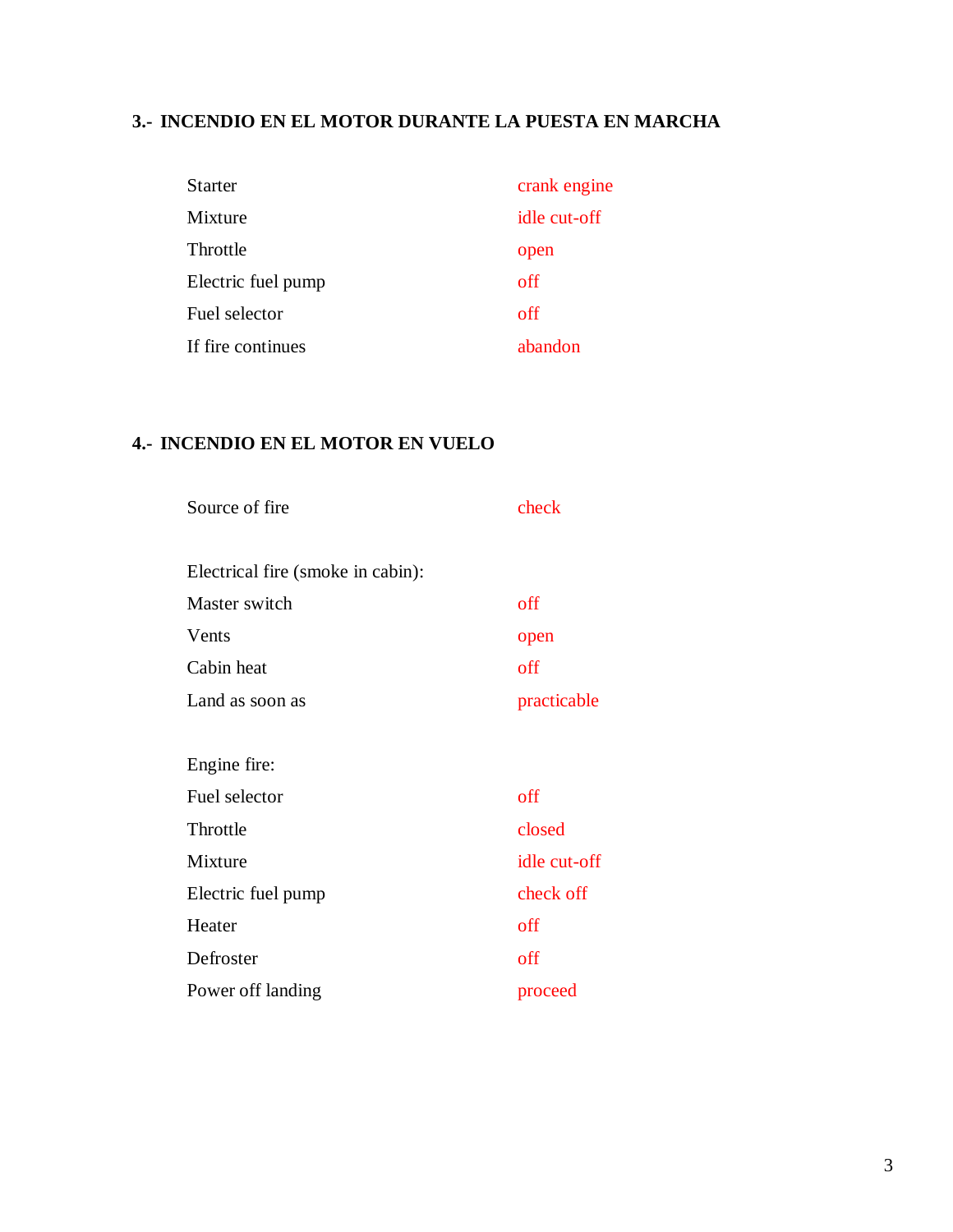### 3.- INCENDIO EN EL MOTOR DURANTE LA PUESTA EN MARCHA

| | |
|---|---|
| Starter | crank engine |
| Mixture | idle cut-off |
| Throttle | open |
| Electric fuel pump | off |
| Fuel selector | off |
| If fire continues | abandon |

### 4.- INCENDIO EN EL MOTOR EN VUELO

| | |
|---|---|
| Source of fire | check |

Electrical fire (smoke in cabin):

| | |
|---|---|
| Master switch | off |
| Vents | open |
| Cabin heat | off |
| Land as soon as | practicable |

Engine fire:

| | |
|---|---|
| Fuel selector | off |
| Throttle | closed |
| Mixture | idle cut-off |
| Electric fuel pump | check off |
| Heater | off |
| Defroster | off |
| Power off landing | proceed |